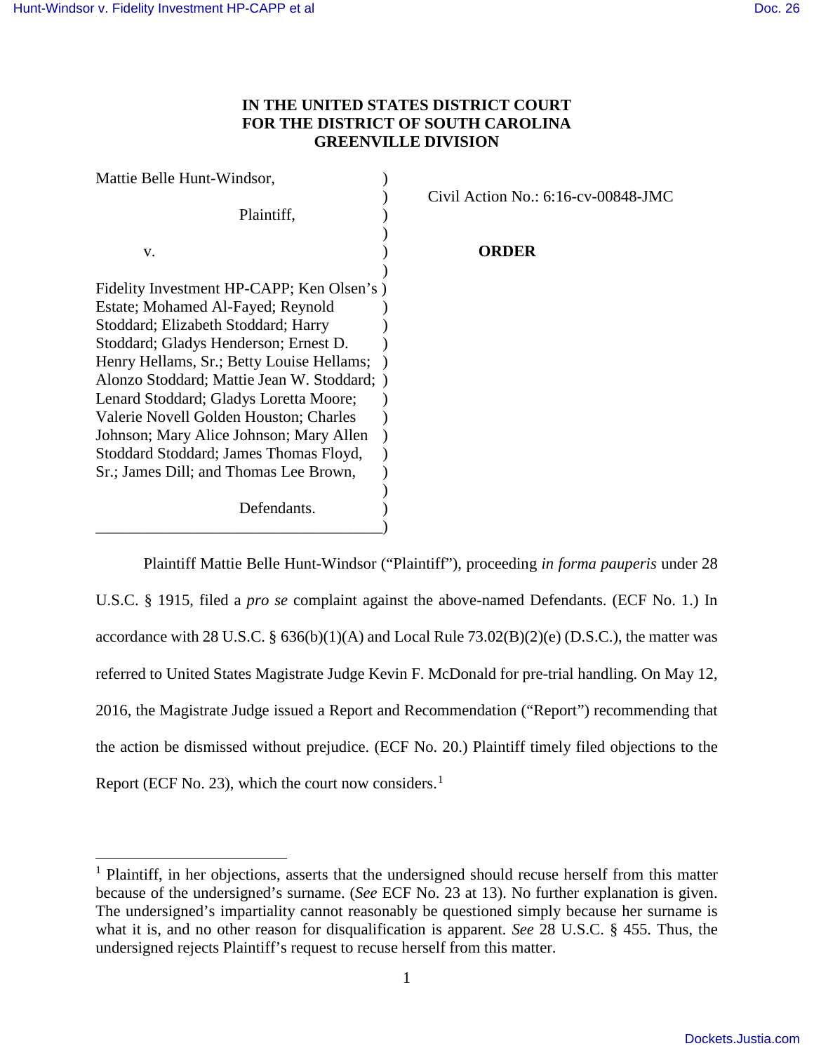**IN THE UNITED STATES DISTRICT COURT**
**FOR THE DISTRICT OF SOUTH CAROLINA**
**GREENVILLE DIVISION**

| | |
|---|---|
| Mattie Belle Hunt-Windsor,<br><br>Plaintiff,<br><br>v.<br><br>Fidelity Investment HP-CAPP; Ken Olsen's Estate; Mohamed Al-Fayed; Reynold Stoddard; Elizabeth Stoddard; Harry Stoddard; Gladys Henderson; Ernest D. Henry Hellams, Sr.; Betty Louise Hellams; Alonzo Stoddard; Mattie Jean W. Stoddard; Lenard Stoddard; Gladys Loretta Moore; Valerie Novell Golden Houston; Charles Johnson; Mary Alice Johnson; Mary Allen Stoddard Stoddard; James Thomas Floyd, Sr.; James Dill; and Thomas Lee Brown,<br><br>Defendants. | Civil Action No.: 6:16-cv-00848-JMC<br><br>**ORDER** |

Plaintiff Mattie Belle Hunt-Windsor ("Plaintiff"), proceeding *in forma pauperis* under 28 U.S.C. § 1915, filed a *pro se* complaint against the above-named Defendants. (ECF No. 1.) In accordance with 28 U.S.C. § 636(b)(1)(A) and Local Rule 73.02(B)(2)(e) (D.S.C.), the matter was referred to United States Magistrate Judge Kevin F. McDonald for pre-trial handling. On May 12, 2016, the Magistrate Judge issued a Report and Recommendation ("Report") recommending that the action be dismissed without prejudice. (ECF No. 20.) Plaintiff timely filed objections to the Report (ECF No. 23), which the court now considers.[1]

---

[1] Plaintiff, in her objections, asserts that the undersigned should recuse herself from this matter because of the undersigned's surname. (*See* ECF No. 23 at 13). No further explanation is given. The undersigned's impartiality cannot reasonably be questioned simply because her surname is what it is, and no other reason for disqualification is apparent. *See* 28 U.S.C. § 455. Thus, the undersigned rejects Plaintiff's request to recuse herself from this matter.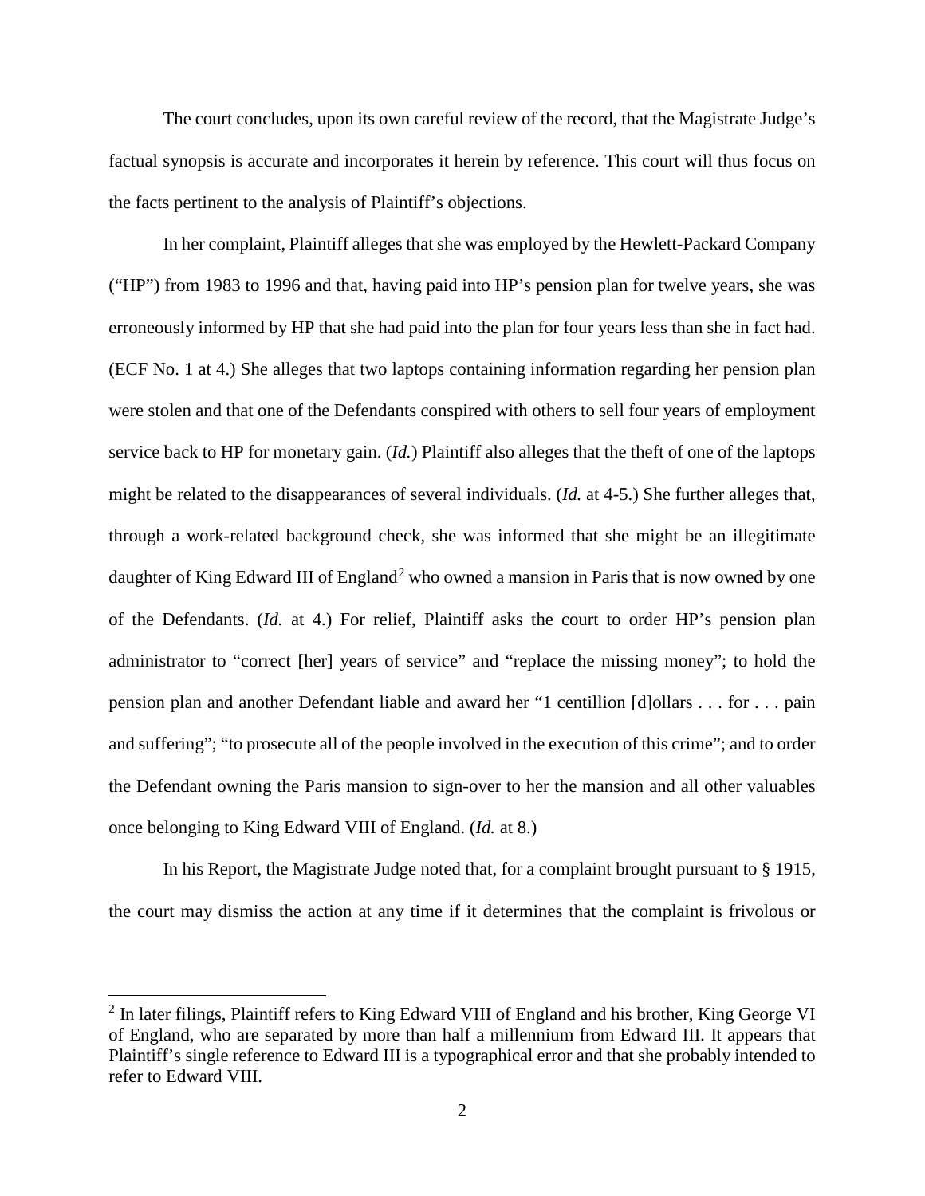The court concludes, upon its own careful review of the record, that the Magistrate Judge's factual synopsis is accurate and incorporates it herein by reference. This court will thus focus on the facts pertinent to the analysis of Plaintiff's objections.

In her complaint, Plaintiff alleges that she was employed by the Hewlett-Packard Company ("HP") from 1983 to 1996 and that, having paid into HP's pension plan for twelve years, she was erroneously informed by HP that she had paid into the plan for four years less than she in fact had. (ECF No. 1 at 4.) She alleges that two laptops containing information regarding her pension plan were stolen and that one of the Defendants conspired with others to sell four years of employment service back to HP for monetary gain. (*Id.*) Plaintiff also alleges that the theft of one of the laptops might be related to the disappearances of several individuals. (*Id.* at 4-5.) She further alleges that, through a work-related background check, she was informed that she might be an illegitimate daughter of King Edward III of England[2] who owned a mansion in Paris that is now owned by one of the Defendants. (*Id.* at 4.) For relief, Plaintiff asks the court to order HP's pension plan administrator to "correct [her] years of service" and "replace the missing money"; to hold the pension plan and another Defendant liable and award her "1 centillion [d]ollars . . . for . . . pain and suffering"; "to prosecute all of the people involved in the execution of this crime"; and to order the Defendant owning the Paris mansion to sign-over to her the mansion and all other valuables once belonging to King Edward VIII of England. (*Id.* at 8.)

In his Report, the Magistrate Judge noted that, for a complaint brought pursuant to § 1915, the court may dismiss the action at any time if it determines that the complaint is frivolous or

[2] In later filings, Plaintiff refers to King Edward VIII of England and his brother, King George VI of England, who are separated by more than half a millennium from Edward III. It appears that Plaintiff's single reference to Edward III is a typographical error and that she probably intended to refer to Edward VIII.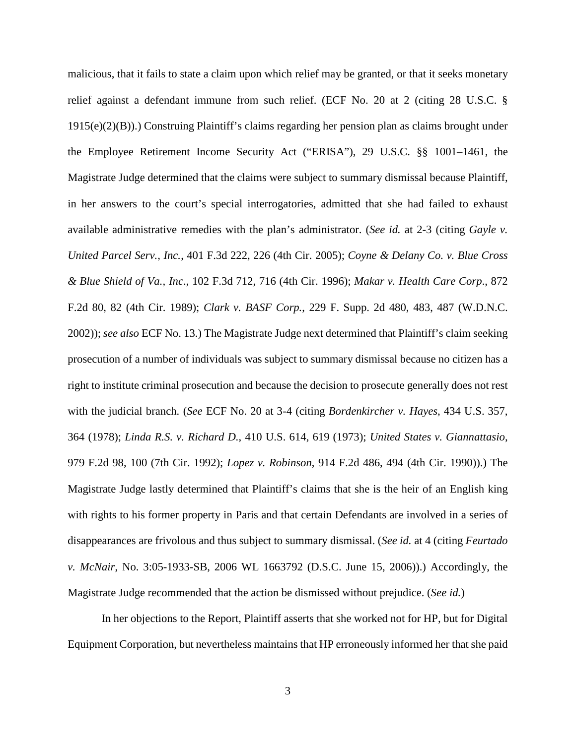malicious, that it fails to state a claim upon which relief may be granted, or that it seeks monetary relief against a defendant immune from such relief. (ECF No. 20 at 2 (citing 28 U.S.C. § 1915(e)(2)(B)).) Construing Plaintiff's claims regarding her pension plan as claims brought under the Employee Retirement Income Security Act ("ERISA"), 29 U.S.C. §§ 1001–1461, the Magistrate Judge determined that the claims were subject to summary dismissal because Plaintiff, in her answers to the court's special interrogatories, admitted that she had failed to exhaust available administrative remedies with the plan's administrator. (*See id.* at 2-3 (citing *Gayle v. United Parcel Serv., Inc.*, 401 F.3d 222, 226 (4th Cir. 2005); *Coyne & Delany Co. v. Blue Cross & Blue Shield of Va., Inc*., 102 F.3d 712, 716 (4th Cir. 1996); *Makar v. Health Care Corp*., 872 F.2d 80, 82 (4th Cir. 1989); *Clark v. BASF Corp.*, 229 F. Supp. 2d 480, 483, 487 (W.D.N.C. 2002)); *see also* ECF No. 13.) The Magistrate Judge next determined that Plaintiff's claim seeking prosecution of a number of individuals was subject to summary dismissal because no citizen has a right to institute criminal prosecution and because the decision to prosecute generally does not rest with the judicial branch. (*See* ECF No. 20 at 3-4 (citing *Bordenkircher v. Hayes*, 434 U.S. 357, 364 (1978); *Linda R.S. v. Richard D.*, 410 U.S. 614, 619 (1973); *United States v. Giannattasio*, 979 F.2d 98, 100 (7th Cir. 1992); *Lopez v. Robinson*, 914 F.2d 486, 494 (4th Cir. 1990)).) The Magistrate Judge lastly determined that Plaintiff's claims that she is the heir of an English king with rights to his former property in Paris and that certain Defendants are involved in a series of disappearances are frivolous and thus subject to summary dismissal. (*See id.* at 4 (citing *Feurtado v. McNair*, No. 3:05-1933-SB, 2006 WL 1663792 (D.S.C. June 15, 2006)).) Accordingly, the Magistrate Judge recommended that the action be dismissed without prejudice. (*See id.*)

In her objections to the Report, Plaintiff asserts that she worked not for HP, but for Digital Equipment Corporation, but nevertheless maintains that HP erroneously informed her that she paid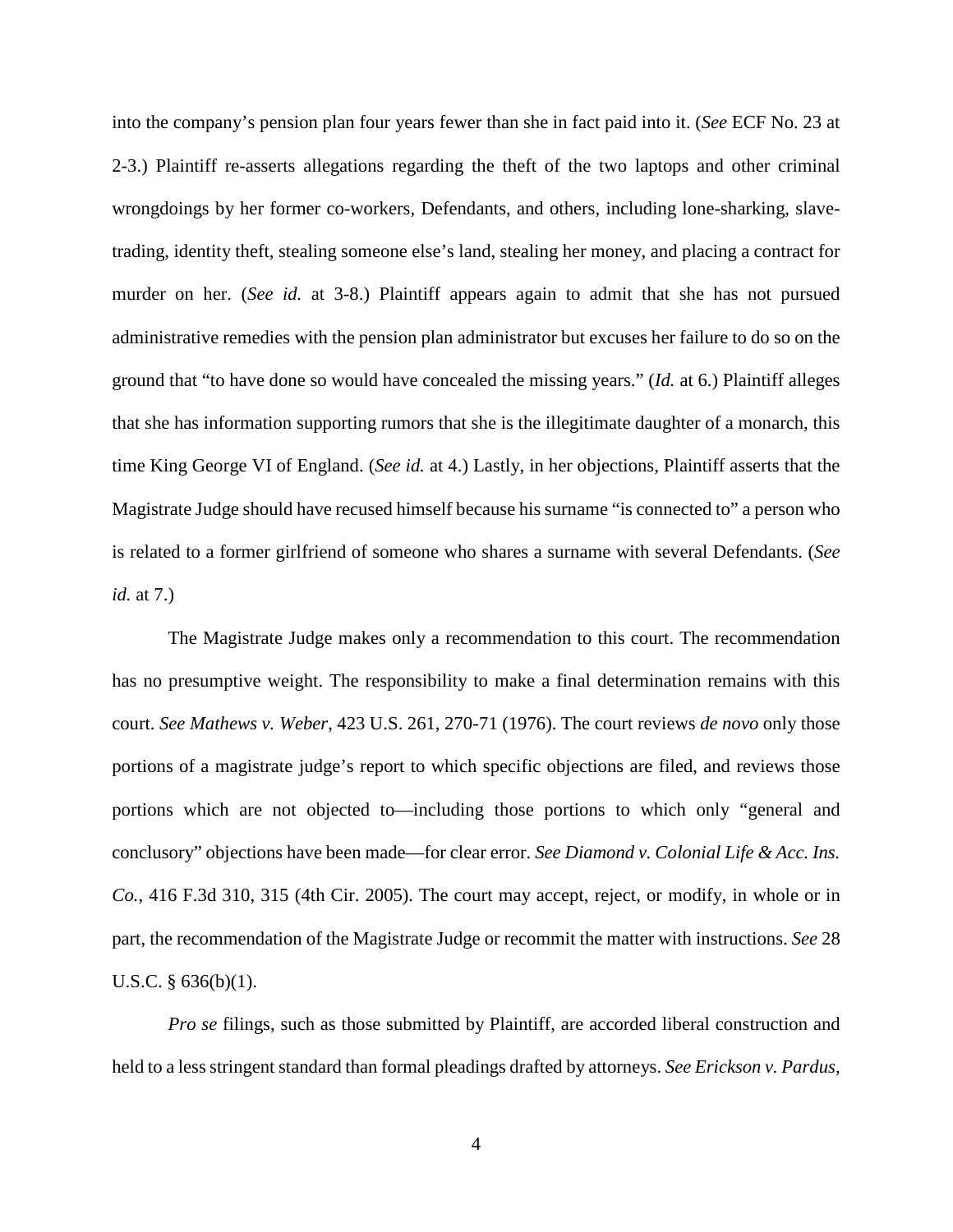into the company's pension plan four years fewer than she in fact paid into it. (*See* ECF No. 23 at 2-3.) Plaintiff re-asserts allegations regarding the theft of the two laptops and other criminal wrongdoings by her former co-workers, Defendants, and others, including lone-sharking, slave-trading, identity theft, stealing someone else's land, stealing her money, and placing a contract for murder on her. (*See id.* at 3-8.) Plaintiff appears again to admit that she has not pursued administrative remedies with the pension plan administrator but excuses her failure to do so on the ground that "to have done so would have concealed the missing years." (*Id.* at 6.) Plaintiff alleges that she has information supporting rumors that she is the illegitimate daughter of a monarch, this time King George VI of England. (*See id.* at 4.) Lastly, in her objections, Plaintiff asserts that the Magistrate Judge should have recused himself because his surname "is connected to" a person who is related to a former girlfriend of someone who shares a surname with several Defendants. (*See id.* at 7.)

The Magistrate Judge makes only a recommendation to this court. The recommendation has no presumptive weight. The responsibility to make a final determination remains with this court. *See Mathews v. Weber*, 423 U.S. 261, 270-71 (1976). The court reviews *de novo* only those portions of a magistrate judge's report to which specific objections are filed, and reviews those portions which are not objected to—including those portions to which only "general and conclusory" objections have been made—for clear error. *See Diamond v. Colonial Life & Acc. Ins. Co.*, 416 F.3d 310, 315 (4th Cir. 2005). The court may accept, reject, or modify, in whole or in part, the recommendation of the Magistrate Judge or recommit the matter with instructions. *See* 28 U.S.C. § 636(b)(1).

*Pro se* filings, such as those submitted by Plaintiff, are accorded liberal construction and held to a less stringent standard than formal pleadings drafted by attorneys. *See Erickson v. Pardus*,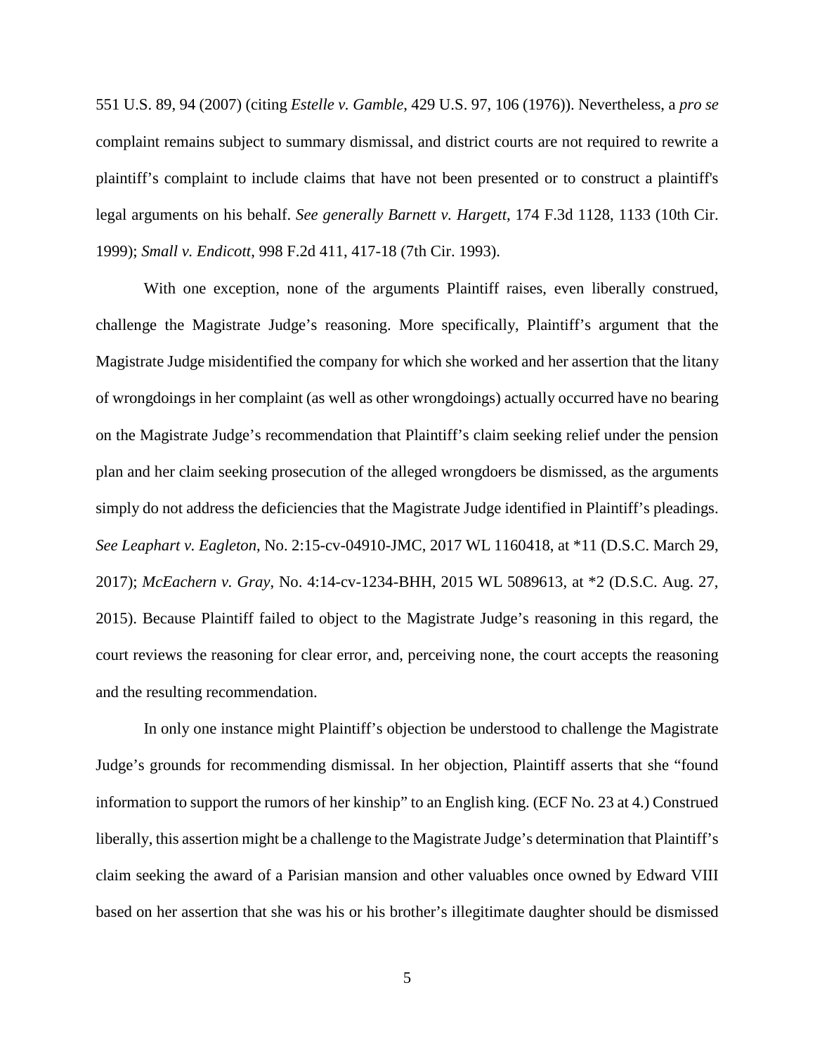551 U.S. 89, 94 (2007) (citing *Estelle v. Gamble*, 429 U.S. 97, 106 (1976)). Nevertheless, a *pro se* complaint remains subject to summary dismissal, and district courts are not required to rewrite a plaintiff's complaint to include claims that have not been presented or to construct a plaintiff's legal arguments on his behalf. *See generally Barnett v. Hargett*, 174 F.3d 1128, 1133 (10th Cir. 1999); *Small v. Endicott*, 998 F.2d 411, 417-18 (7th Cir. 1993).

With one exception, none of the arguments Plaintiff raises, even liberally construed, challenge the Magistrate Judge's reasoning. More specifically, Plaintiff's argument that the Magistrate Judge misidentified the company for which she worked and her assertion that the litany of wrongdoings in her complaint (as well as other wrongdoings) actually occurred have no bearing on the Magistrate Judge's recommendation that Plaintiff's claim seeking relief under the pension plan and her claim seeking prosecution of the alleged wrongdoers be dismissed, as the arguments simply do not address the deficiencies that the Magistrate Judge identified in Plaintiff's pleadings. *See Leaphart v. Eagleton*, No. 2:15-cv-04910-JMC, 2017 WL 1160418, at *11 (D.S.C. March 29, 2017); *McEachern v. Gray*, No. 4:14-cv-1234-BHH, 2015 WL 5089613, at *2 (D.S.C. Aug. 27, 2015). Because Plaintiff failed to object to the Magistrate Judge's reasoning in this regard, the court reviews the reasoning for clear error, and, perceiving none, the court accepts the reasoning and the resulting recommendation.

In only one instance might Plaintiff's objection be understood to challenge the Magistrate Judge's grounds for recommending dismissal. In her objection, Plaintiff asserts that she "found information to support the rumors of her kinship" to an English king. (ECF No. 23 at 4.) Construed liberally, this assertion might be a challenge to the Magistrate Judge's determination that Plaintiff's claim seeking the award of a Parisian mansion and other valuables once owned by Edward VIII based on her assertion that she was his or his brother's illegitimate daughter should be dismissed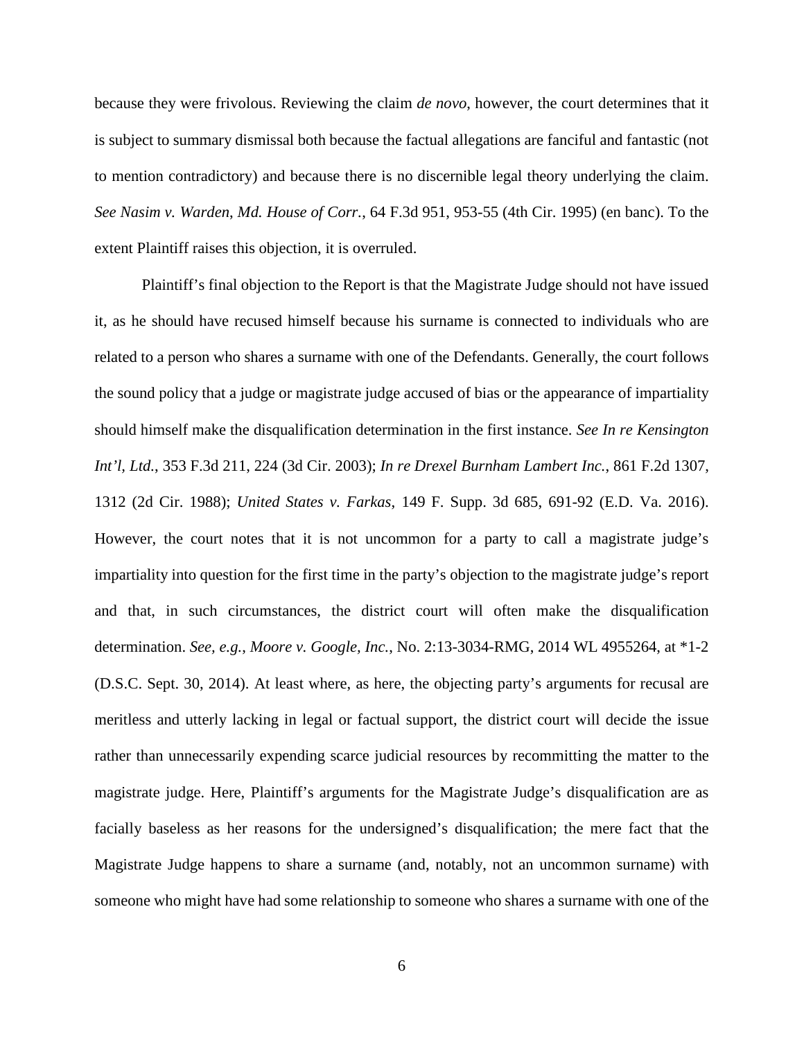because they were frivolous. Reviewing the claim *de novo*, however, the court determines that it is subject to summary dismissal both because the factual allegations are fanciful and fantastic (not to mention contradictory) and because there is no discernible legal theory underlying the claim. *See Nasim v. Warden, Md. House of Corr.*, 64 F.3d 951, 953-55 (4th Cir. 1995) (en banc). To the extent Plaintiff raises this objection, it is overruled.

Plaintiff's final objection to the Report is that the Magistrate Judge should not have issued it, as he should have recused himself because his surname is connected to individuals who are related to a person who shares a surname with one of the Defendants. Generally, the court follows the sound policy that a judge or magistrate judge accused of bias or the appearance of impartiality should himself make the disqualification determination in the first instance. *See In re Kensington Int'l, Ltd.*, 353 F.3d 211, 224 (3d Cir. 2003); *In re Drexel Burnham Lambert Inc.*, 861 F.2d 1307, 1312 (2d Cir. 1988); *United States v. Farkas*, 149 F. Supp. 3d 685, 691-92 (E.D. Va. 2016). However, the court notes that it is not uncommon for a party to call a magistrate judge's impartiality into question for the first time in the party's objection to the magistrate judge's report and that, in such circumstances, the district court will often make the disqualification determination. *See, e.g.*, *Moore v. Google, Inc.*, No. 2:13-3034-RMG, 2014 WL 4955264, at *1-2 (D.S.C. Sept. 30, 2014). At least where, as here, the objecting party's arguments for recusal are meritless and utterly lacking in legal or factual support, the district court will decide the issue rather than unnecessarily expending scarce judicial resources by recommitting the matter to the magistrate judge. Here, Plaintiff's arguments for the Magistrate Judge's disqualification are as facially baseless as her reasons for the undersigned's disqualification; the mere fact that the Magistrate Judge happens to share a surname (and, notably, not an uncommon surname) with someone who might have had some relationship to someone who shares a surname with one of the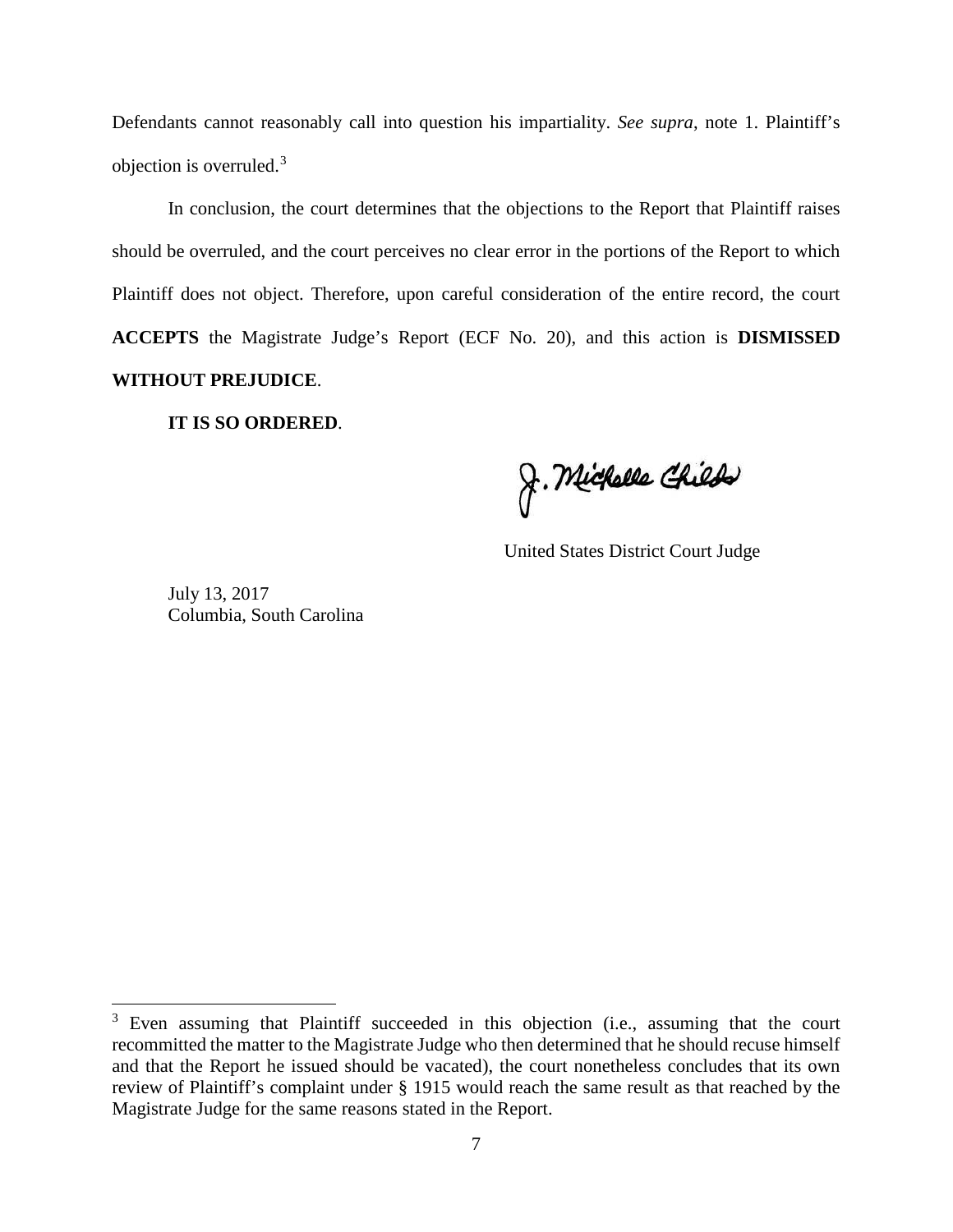Defendants cannot reasonably call into question his impartiality. *See supra*, note 1. Plaintiff's objection is overruled.[3]

In conclusion, the court determines that the objections to the Report that Plaintiff raises should be overruled, and the court perceives no clear error in the portions of the Report to which Plaintiff does not object. Therefore, upon careful consideration of the entire record, the court **ACCEPTS** the Magistrate Judge's Report (ECF No. 20), and this action is **DISMISSED WITHOUT PREJUDICE**.

**IT IS SO ORDERED**.

J. Michelle Childs

United States District Court Judge

July 13, 2017
Columbia, South Carolina

---

[3] Even assuming that Plaintiff succeeded in this objection (i.e., assuming that the court recommitted the matter to the Magistrate Judge who then determined that he should recuse himself and that the Report he issued should be vacated), the court nonetheless concludes that its own review of Plaintiff's complaint under § 1915 would reach the same result as that reached by the Magistrate Judge for the same reasons stated in the Report.